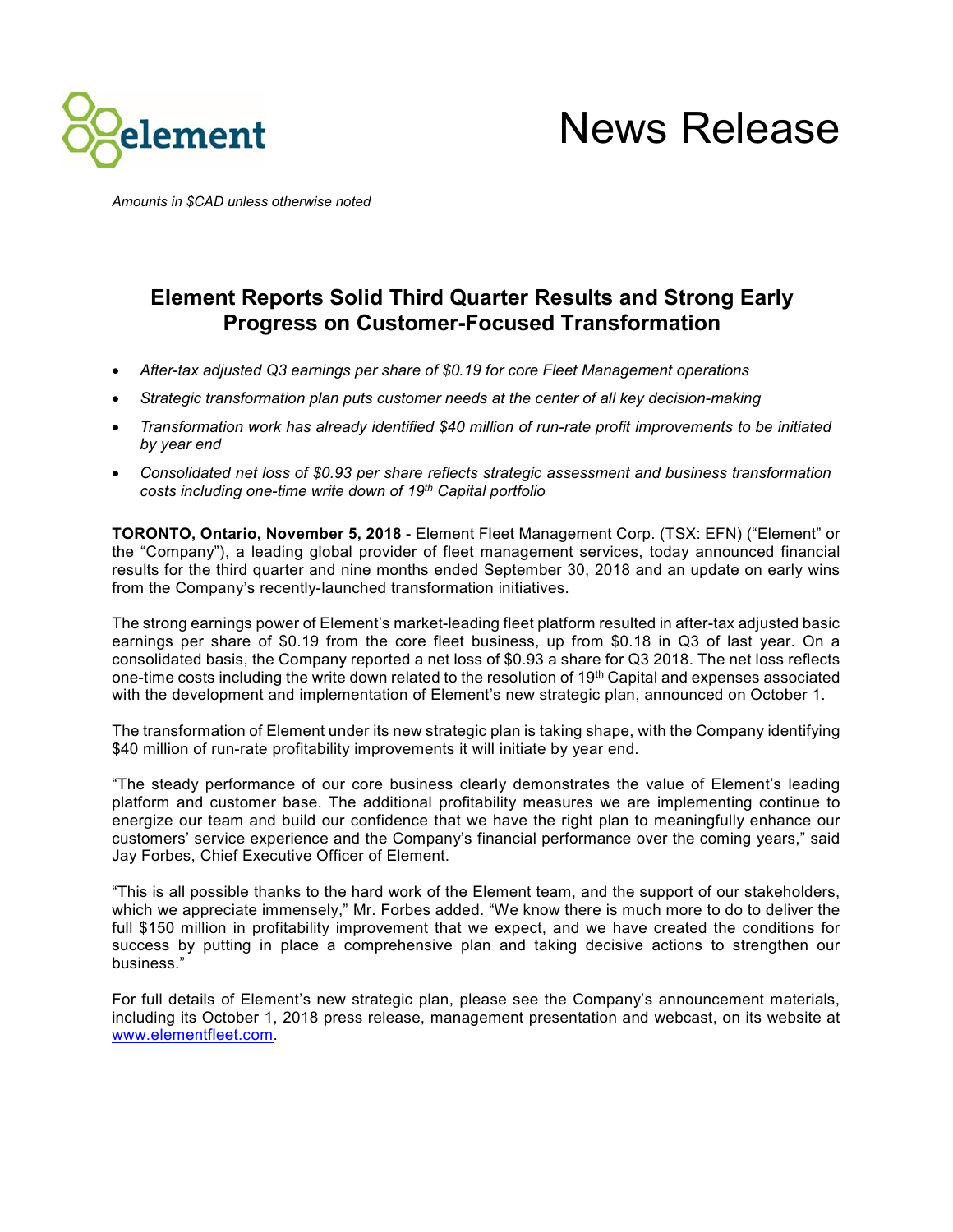News Release

*Amounts in $CAD unless otherwise noted*

# Element Reports Solid Third Quarter Results and Strong Early Progress on Customer-Focused Transformation

- *After-tax adjusted Q3 earnings per share of $0.19 for core Fleet Management operations*
- *Strategic transformation plan puts customer needs at the center of all key decision-making*
- *Transformation work has already identified $40 million of run-rate profit improvements to be initiated by year end*
- *Consolidated net loss of $0.93 per share reflects strategic assessment and business transformation costs including one-time write down of 19th Capital portfolio*

**TORONTO, Ontario, November 5, 2018** - Element Fleet Management Corp. (TSX: EFN) ("Element" or the "Company"), a leading global provider of fleet management services, today announced financial results for the third quarter and nine months ended September 30, 2018 and an update on early wins from the Company's recently-launched transformation initiatives.

The strong earnings power of Element's market-leading fleet platform resulted in after-tax adjusted basic earnings per share of $0.19 from the core fleet business, up from $0.18 in Q3 of last year. On a consolidated basis, the Company reported a net loss of $0.93 a share for Q3 2018. The net loss reflects one-time costs including the write down related to the resolution of 19th Capital and expenses associated with the development and implementation of Element's new strategic plan, announced on October 1.

The transformation of Element under its new strategic plan is taking shape, with the Company identifying $40 million of run-rate profitability improvements it will initiate by year end.

"The steady performance of our core business clearly demonstrates the value of Element's leading platform and customer base. The additional profitability measures we are implementing continue to energize our team and build our confidence that we have the right plan to meaningfully enhance our customers' service experience and the Company's financial performance over the coming years," said Jay Forbes, Chief Executive Officer of Element.

"This is all possible thanks to the hard work of the Element team, and the support of our stakeholders, which we appreciate immensely," Mr. Forbes added. "We know there is much more to do to deliver the full $150 million in profitability improvement that we expect, and we have created the conditions for success by putting in place a comprehensive plan and taking decisive actions to strengthen our business."

For full details of Element's new strategic plan, please see the Company's announcement materials, including its October 1, 2018 press release, management presentation and webcast, on its website at www.elementfleet.com.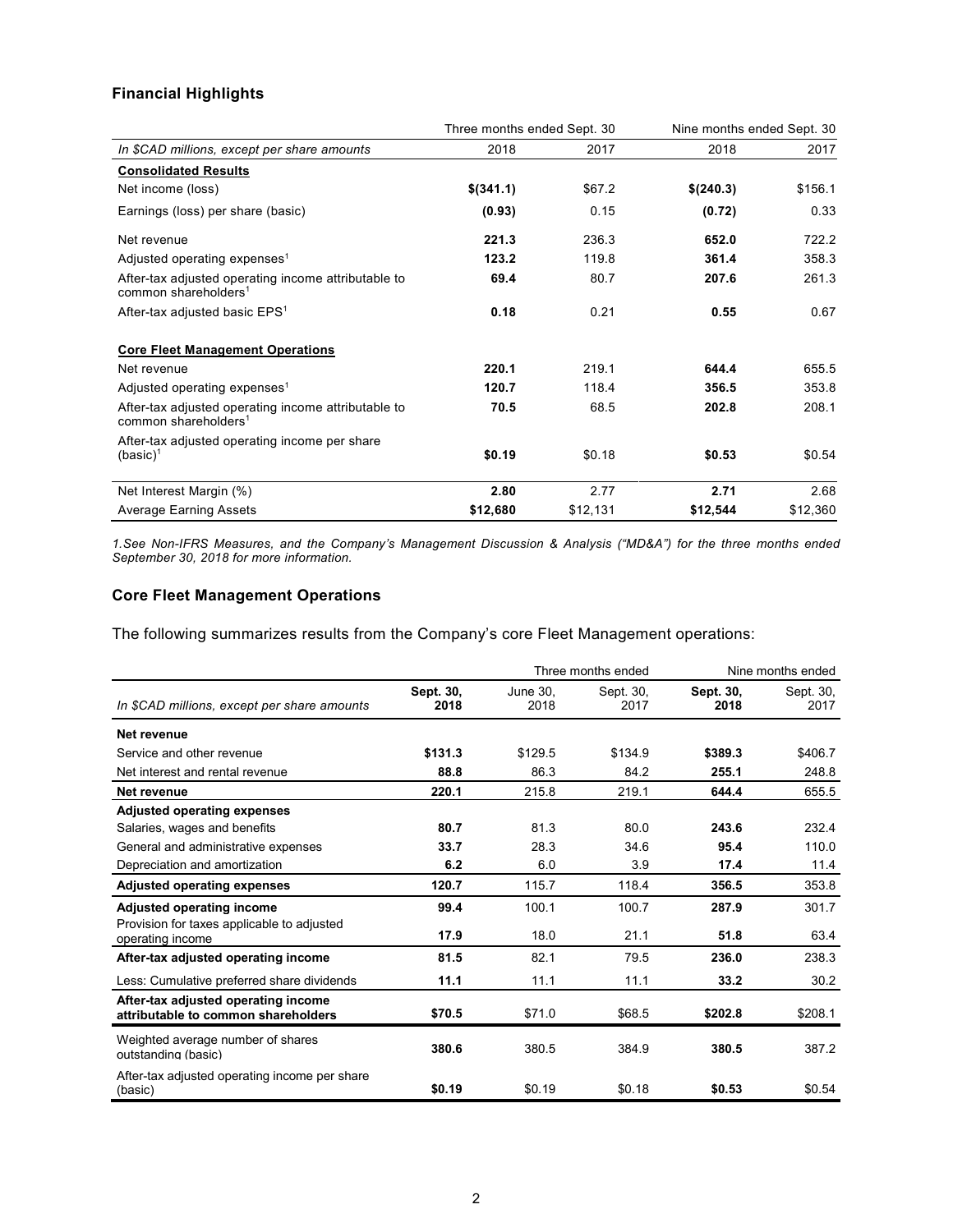## Financial Highlights

| In $CAD millions, except per share amounts | Three months ended Sept. 30 | | Nine months ended Sept. 30 | |
|---|---|---|---|---|
| | 2018 | 2017 | 2018 | 2017 |
| **Consolidated Results** | | | | |
| Net income (loss) | **$(341.1)** | $67.2 | **$(240.3)** | $156.1 |
| Earnings (loss) per share (basic) | **(0.93)** | 0.15 | **(0.72)** | 0.33 |
| Net revenue | **221.3** | 236.3 | **652.0** | 722.2 |
| Adjusted operating expenses[1] | **123.2** | 119.8 | **361.4** | 358.3 |
| After-tax adjusted operating income attributable to common shareholders[1] | **69.4** | 80.7 | **207.6** | 261.3 |
| After-tax adjusted basic EPS[1] | **0.18** | 0.21 | **0.55** | 0.67 |
| **Core Fleet Management Operations** | | | | |
| Net revenue | **220.1** | 219.1 | **644.4** | 655.5 |
| Adjusted operating expenses[1] | **120.7** | 118.4 | **356.5** | 353.8 |
| After-tax adjusted operating income attributable to common shareholders[1] | **70.5** | 68.5 | **202.8** | 208.1 |
| After-tax adjusted operating income per share (basic)[1] | **$0.19** | $0.18 | **$0.53** | $0.54 |
| Net Interest Margin (%) | **2.80** | 2.77 | **2.71** | 2.68 |
| Average Earning Assets | **$12,680** | $12,131 | **$12,544** | $12,360 |

*1.See Non-IFRS Measures, and the Company's Management Discussion & Analysis ("MD&A") for the three months ended September 30, 2018 for more information.*

## Core Fleet Management Operations

The following summarizes results from the Company's core Fleet Management operations:

| In $CAD millions, except per share amounts | Three months ended | | | Nine months ended | |
|---|---|---|---|---|---|
| | **Sept. 30, 2018** | June 30, 2018 | Sept. 30, 2017 | **Sept. 30, 2018** | Sept. 30, 2017 |
| **Net revenue** | | | | | |
| Service and other revenue | **$131.3** | $129.5 | $134.9 | **$389.3** | $406.7 |
| Net interest and rental revenue | **88.8** | 86.3 | 84.2 | **255.1** | 248.8 |
| **Net revenue** | **220.1** | 215.8 | 219.1 | **644.4** | 655.5 |
| **Adjusted operating expenses** | | | | | |
| Salaries, wages and benefits | **80.7** | 81.3 | 80.0 | **243.6** | 232.4 |
| General and administrative expenses | **33.7** | 28.3 | 34.6 | **95.4** | 110.0 |
| Depreciation and amortization | **6.2** | 6.0 | 3.9 | **17.4** | 11.4 |
| **Adjusted operating expenses** | **120.7** | 115.7 | 118.4 | **356.5** | 353.8 |
| **Adjusted operating income** | **99.4** | 100.1 | 100.7 | **287.9** | 301.7 |
| Provision for taxes applicable to adjusted operating income | **17.9** | 18.0 | 21.1 | **51.8** | 63.4 |
| **After-tax adjusted operating income** | **81.5** | 82.1 | 79.5 | **236.0** | 238.3 |
| Less: Cumulative preferred share dividends | **11.1** | 11.1 | 11.1 | **33.2** | 30.2 |
| **After-tax adjusted operating income attributable to common shareholders** | **$70.5** | $71.0 | $68.5 | **$202.8** | $208.1 |
| Weighted average number of shares outstanding (basic) | **380.6** | 380.5 | 384.9 | **380.5** | 387.2 |
| After-tax adjusted operating income per share (basic) | **$0.19** | $0.19 | $0.18 | **$0.53** | $0.54 |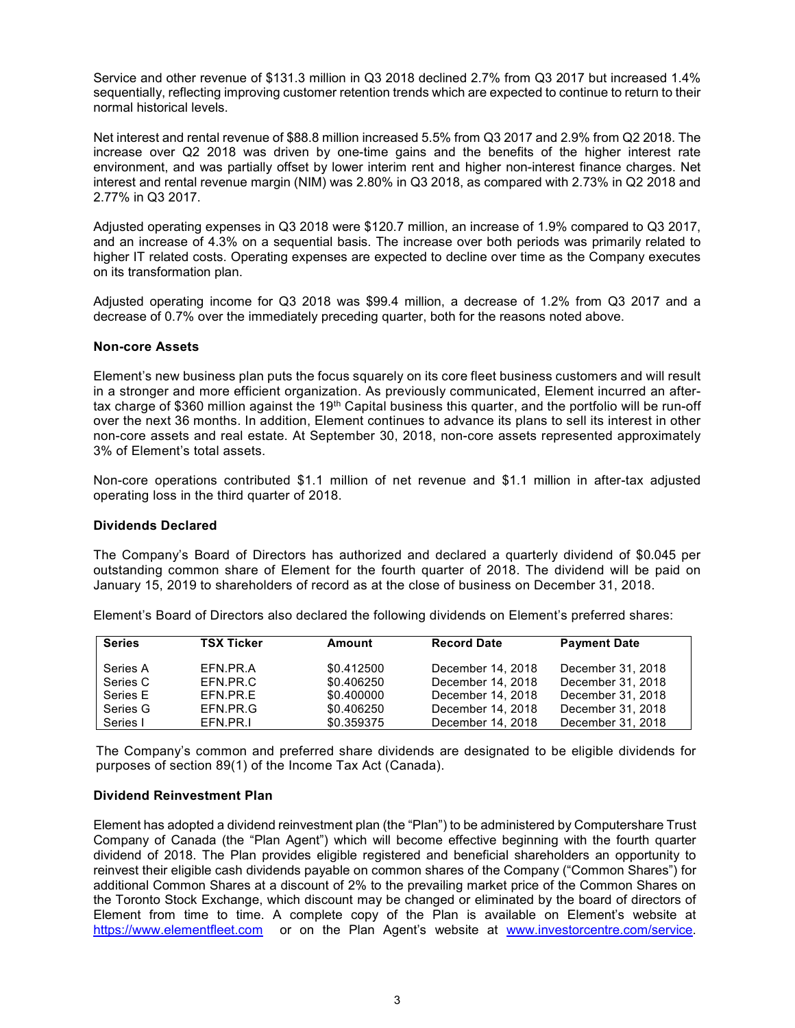Service and other revenue of $131.3 million in Q3 2018 declined 2.7% from Q3 2017 but increased 1.4% sequentially, reflecting improving customer retention trends which are expected to continue to return to their normal historical levels.

Net interest and rental revenue of $88.8 million increased 5.5% from Q3 2017 and 2.9% from Q2 2018. The increase over Q2 2018 was driven by one-time gains and the benefits of the higher interest rate environment, and was partially offset by lower interim rent and higher non-interest finance charges. Net interest and rental revenue margin (NIM) was 2.80% in Q3 2018, as compared with 2.73% in Q2 2018 and 2.77% in Q3 2017.

Adjusted operating expenses in Q3 2018 were $120.7 million, an increase of 1.9% compared to Q3 2017, and an increase of 4.3% on a sequential basis. The increase over both periods was primarily related to higher IT related costs. Operating expenses are expected to decline over time as the Company executes on its transformation plan.

Adjusted operating income for Q3 2018 was $99.4 million, a decrease of 1.2% from Q3 2017 and a decrease of 0.7% over the immediately preceding quarter, both for the reasons noted above.

**Non-core Assets**

Element's new business plan puts the focus squarely on its core fleet business customers and will result in a stronger and more efficient organization. As previously communicated, Element incurred an after-tax charge of $360 million against the 19th Capital business this quarter, and the portfolio will be run-off over the next 36 months. In addition, Element continues to advance its plans to sell its interest in other non-core assets and real estate. At September 30, 2018, non-core assets represented approximately 3% of Element's total assets.

Non-core operations contributed $1.1 million of net revenue and $1.1 million in after-tax adjusted operating loss in the third quarter of 2018.

**Dividends Declared**

The Company's Board of Directors has authorized and declared a quarterly dividend of $0.045 per outstanding common share of Element for the fourth quarter of 2018. The dividend will be paid on January 15, 2019 to shareholders of record as at the close of business on December 31, 2018.

Element's Board of Directors also declared the following dividends on Element's preferred shares:

| Series | TSX Ticker | Amount | Record Date | Payment Date |
|---|---|---|---|---|
| Series A | EFN.PR.A | $0.412500 | December 14, 2018 | December 31, 2018 |
| Series C | EFN.PR.C | $0.406250 | December 14, 2018 | December 31, 2018 |
| Series E | EFN.PR.E | $0.400000 | December 14, 2018 | December 31, 2018 |
| Series G | EFN.PR.G | $0.406250 | December 14, 2018 | December 31, 2018 |
| Series I | EFN.PR.I | $0.359375 | December 14, 2018 | December 31, 2018 |

The Company's common and preferred share dividends are designated to be eligible dividends for purposes of section 89(1) of the Income Tax Act (Canada).

**Dividend Reinvestment Plan**

Element has adopted a dividend reinvestment plan (the "Plan") to be administered by Computershare Trust Company of Canada (the "Plan Agent") which will become effective beginning with the fourth quarter dividend of 2018. The Plan provides eligible registered and beneficial shareholders an opportunity to reinvest their eligible cash dividends payable on common shares of the Company ("Common Shares") for additional Common Shares at a discount of 2% to the prevailing market price of the Common Shares on the Toronto Stock Exchange, which discount may be changed or eliminated by the board of directors of Element from time to time. A complete copy of the Plan is available on Element's website at https://www.elementfleet.com or on the Plan Agent's website at www.investorcentre.com/service.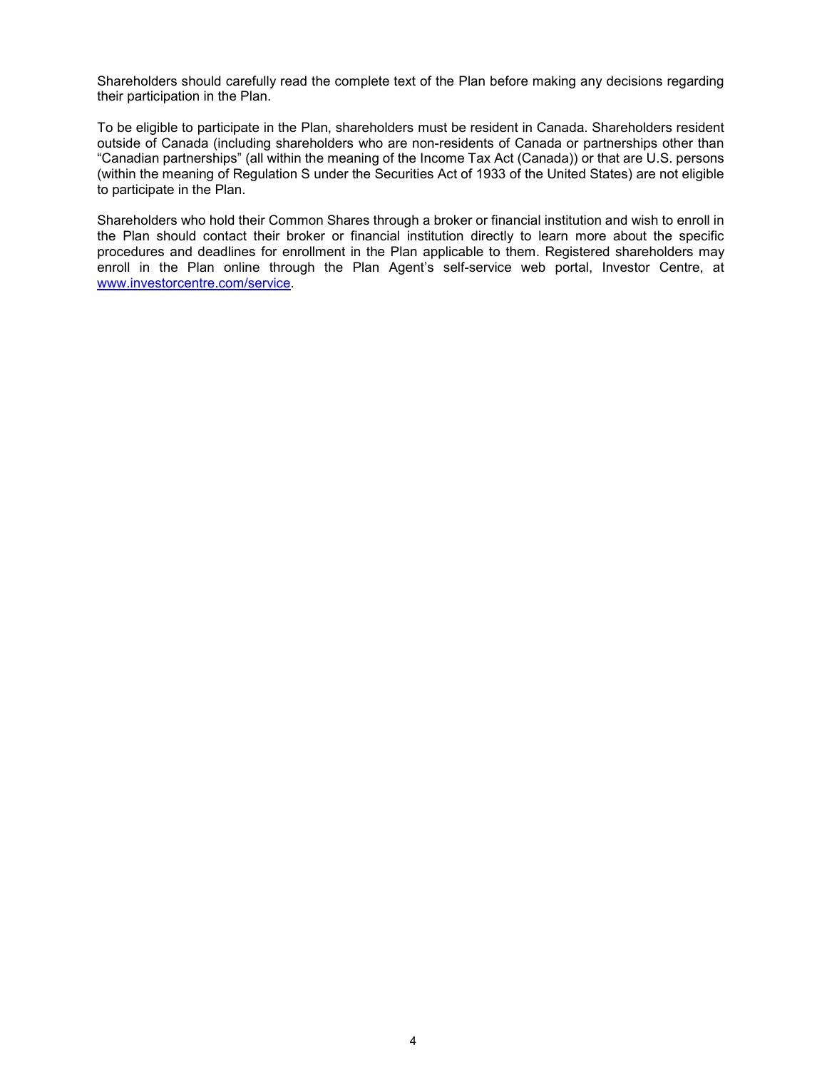Shareholders should carefully read the complete text of the Plan before making any decisions regarding their participation in the Plan.

To be eligible to participate in the Plan, shareholders must be resident in Canada. Shareholders resident outside of Canada (including shareholders who are non-residents of Canada or partnerships other than "Canadian partnerships" (all within the meaning of the Income Tax Act (Canada)) or that are U.S. persons (within the meaning of Regulation S under the Securities Act of 1933 of the United States) are not eligible to participate in the Plan.

Shareholders who hold their Common Shares through a broker or financial institution and wish to enroll in the Plan should contact their broker or financial institution directly to learn more about the specific procedures and deadlines for enrollment in the Plan applicable to them. Registered shareholders may enroll in the Plan online through the Plan Agent's self-service web portal, Investor Centre, at [www.investorcentre.com/service](http://www.investorcentre.com/service).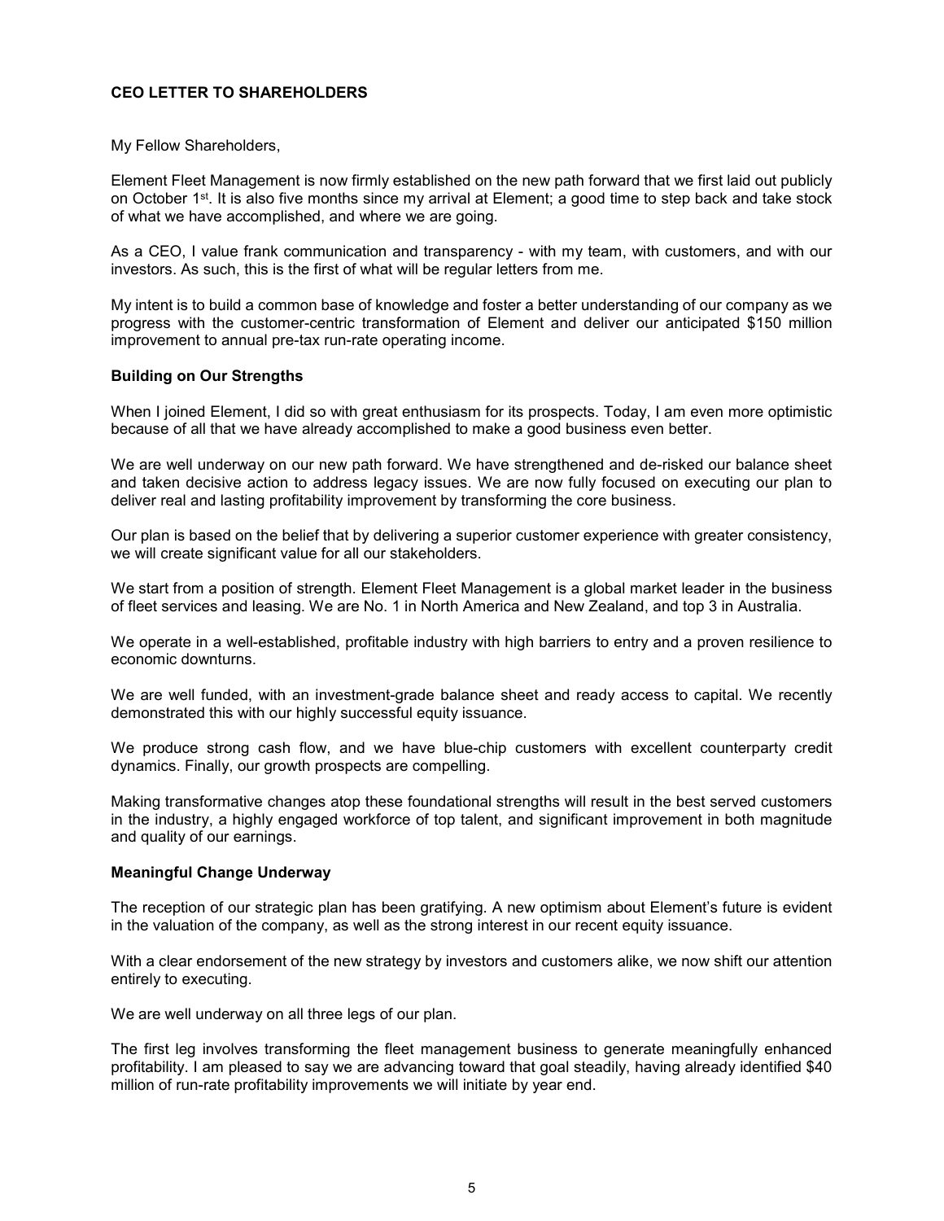## CEO LETTER TO SHAREHOLDERS

My Fellow Shareholders,

Element Fleet Management is now firmly established on the new path forward that we first laid out publicly on October 1st. It is also five months since my arrival at Element; a good time to step back and take stock of what we have accomplished, and where we are going.

As a CEO, I value frank communication and transparency - with my team, with customers, and with our investors. As such, this is the first of what will be regular letters from me.

My intent is to build a common base of knowledge and foster a better understanding of our company as we progress with the customer-centric transformation of Element and deliver our anticipated $150 million improvement to annual pre-tax run-rate operating income.

### Building on Our Strengths

When I joined Element, I did so with great enthusiasm for its prospects. Today, I am even more optimistic because of all that we have already accomplished to make a good business even better.

We are well underway on our new path forward. We have strengthened and de-risked our balance sheet and taken decisive action to address legacy issues. We are now fully focused on executing our plan to deliver real and lasting profitability improvement by transforming the core business.

Our plan is based on the belief that by delivering a superior customer experience with greater consistency, we will create significant value for all our stakeholders.

We start from a position of strength. Element Fleet Management is a global market leader in the business of fleet services and leasing. We are No. 1 in North America and New Zealand, and top 3 in Australia.

We operate in a well-established, profitable industry with high barriers to entry and a proven resilience to economic downturns.

We are well funded, with an investment-grade balance sheet and ready access to capital. We recently demonstrated this with our highly successful equity issuance.

We produce strong cash flow, and we have blue-chip customers with excellent counterparty credit dynamics. Finally, our growth prospects are compelling.

Making transformative changes atop these foundational strengths will result in the best served customers in the industry, a highly engaged workforce of top talent, and significant improvement in both magnitude and quality of our earnings.

### Meaningful Change Underway

The reception of our strategic plan has been gratifying. A new optimism about Element's future is evident in the valuation of the company, as well as the strong interest in our recent equity issuance.

With a clear endorsement of the new strategy by investors and customers alike, we now shift our attention entirely to executing.

We are well underway on all three legs of our plan.

The first leg involves transforming the fleet management business to generate meaningfully enhanced profitability. I am pleased to say we are advancing toward that goal steadily, having already identified $40 million of run-rate profitability improvements we will initiate by year end.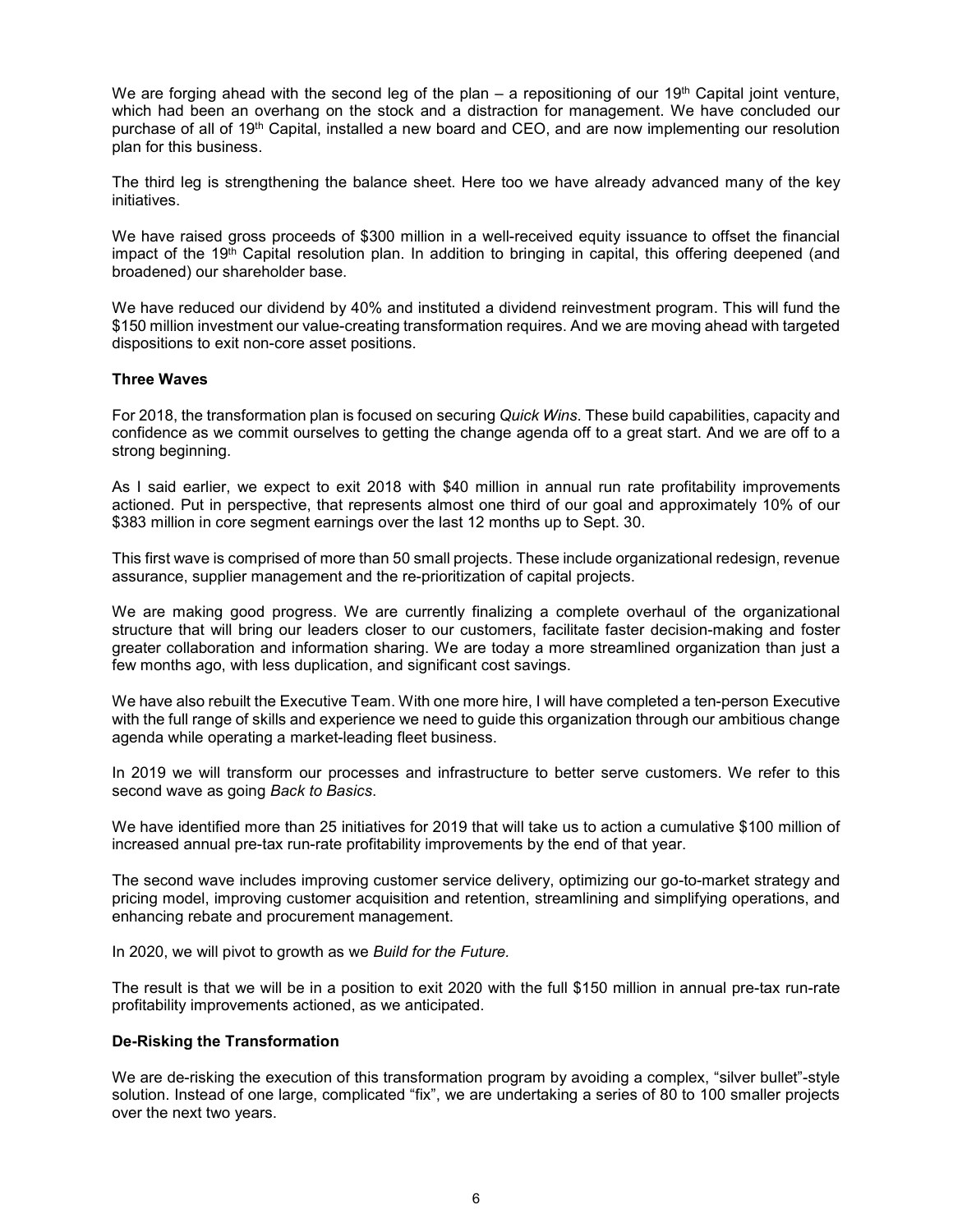We are forging ahead with the second leg of the plan – a repositioning of our 19th Capital joint venture, which had been an overhang on the stock and a distraction for management. We have concluded our purchase of all of 19th Capital, installed a new board and CEO, and are now implementing our resolution plan for this business.

The third leg is strengthening the balance sheet. Here too we have already advanced many of the key initiatives.

We have raised gross proceeds of $300 million in a well-received equity issuance to offset the financial impact of the 19th Capital resolution plan. In addition to bringing in capital, this offering deepened (and broadened) our shareholder base.

We have reduced our dividend by 40% and instituted a dividend reinvestment program. This will fund the $150 million investment our value-creating transformation requires. And we are moving ahead with targeted dispositions to exit non-core asset positions.

**Three Waves**

For 2018, the transformation plan is focused on securing *Quick Wins*. These build capabilities, capacity and confidence as we commit ourselves to getting the change agenda off to a great start. And we are off to a strong beginning.

As I said earlier, we expect to exit 2018 with $40 million in annual run rate profitability improvements actioned. Put in perspective, that represents almost one third of our goal and approximately 10% of our $383 million in core segment earnings over the last 12 months up to Sept. 30.

This first wave is comprised of more than 50 small projects. These include organizational redesign, revenue assurance, supplier management and the re-prioritization of capital projects.

We are making good progress. We are currently finalizing a complete overhaul of the organizational structure that will bring our leaders closer to our customers, facilitate faster decision-making and foster greater collaboration and information sharing. We are today a more streamlined organization than just a few months ago, with less duplication, and significant cost savings.

We have also rebuilt the Executive Team. With one more hire, I will have completed a ten-person Executive with the full range of skills and experience we need to guide this organization through our ambitious change agenda while operating a market-leading fleet business.

In 2019 we will transform our processes and infrastructure to better serve customers. We refer to this second wave as going *Back to Basics*.

We have identified more than 25 initiatives for 2019 that will take us to action a cumulative $100 million of increased annual pre-tax run-rate profitability improvements by the end of that year.

The second wave includes improving customer service delivery, optimizing our go-to-market strategy and pricing model, improving customer acquisition and retention, streamlining and simplifying operations, and enhancing rebate and procurement management.

In 2020, we will pivot to growth as we *Build for the Future.*

The result is that we will be in a position to exit 2020 with the full $150 million in annual pre-tax run-rate profitability improvements actioned, as we anticipated.

**De-Risking the Transformation**

We are de-risking the execution of this transformation program by avoiding a complex, "silver bullet"-style solution. Instead of one large, complicated "fix", we are undertaking a series of 80 to 100 smaller projects over the next two years.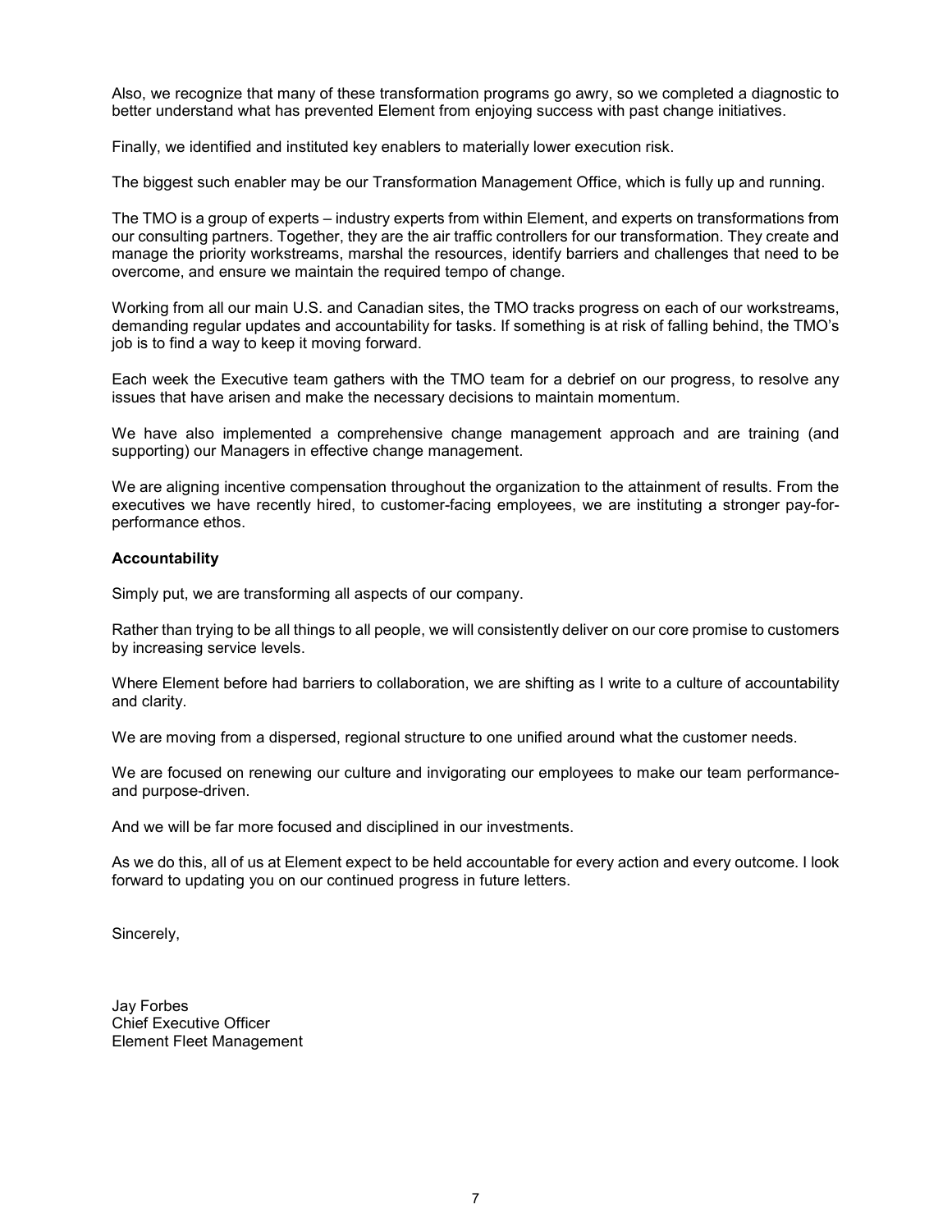Also, we recognize that many of these transformation programs go awry, so we completed a diagnostic to better understand what has prevented Element from enjoying success with past change initiatives.

Finally, we identified and instituted key enablers to materially lower execution risk.

The biggest such enabler may be our Transformation Management Office, which is fully up and running.

The TMO is a group of experts – industry experts from within Element, and experts on transformations from our consulting partners. Together, they are the air traffic controllers for our transformation. They create and manage the priority workstreams, marshal the resources, identify barriers and challenges that need to be overcome, and ensure we maintain the required tempo of change.

Working from all our main U.S. and Canadian sites, the TMO tracks progress on each of our workstreams, demanding regular updates and accountability for tasks. If something is at risk of falling behind, the TMO's job is to find a way to keep it moving forward.

Each week the Executive team gathers with the TMO team for a debrief on our progress, to resolve any issues that have arisen and make the necessary decisions to maintain momentum.

We have also implemented a comprehensive change management approach and are training (and supporting) our Managers in effective change management.

We are aligning incentive compensation throughout the organization to the attainment of results. From the executives we have recently hired, to customer-facing employees, we are instituting a stronger pay-for-performance ethos.

**Accountability**

Simply put, we are transforming all aspects of our company.

Rather than trying to be all things to all people, we will consistently deliver on our core promise to customers by increasing service levels.

Where Element before had barriers to collaboration, we are shifting as I write to a culture of accountability and clarity.

We are moving from a dispersed, regional structure to one unified around what the customer needs.

We are focused on renewing our culture and invigorating our employees to make our team performance- and purpose-driven.

And we will be far more focused and disciplined in our investments.

As we do this, all of us at Element expect to be held accountable for every action and every outcome. I look forward to updating you on our continued progress in future letters.

Sincerely,

Jay Forbes
Chief Executive Officer
Element Fleet Management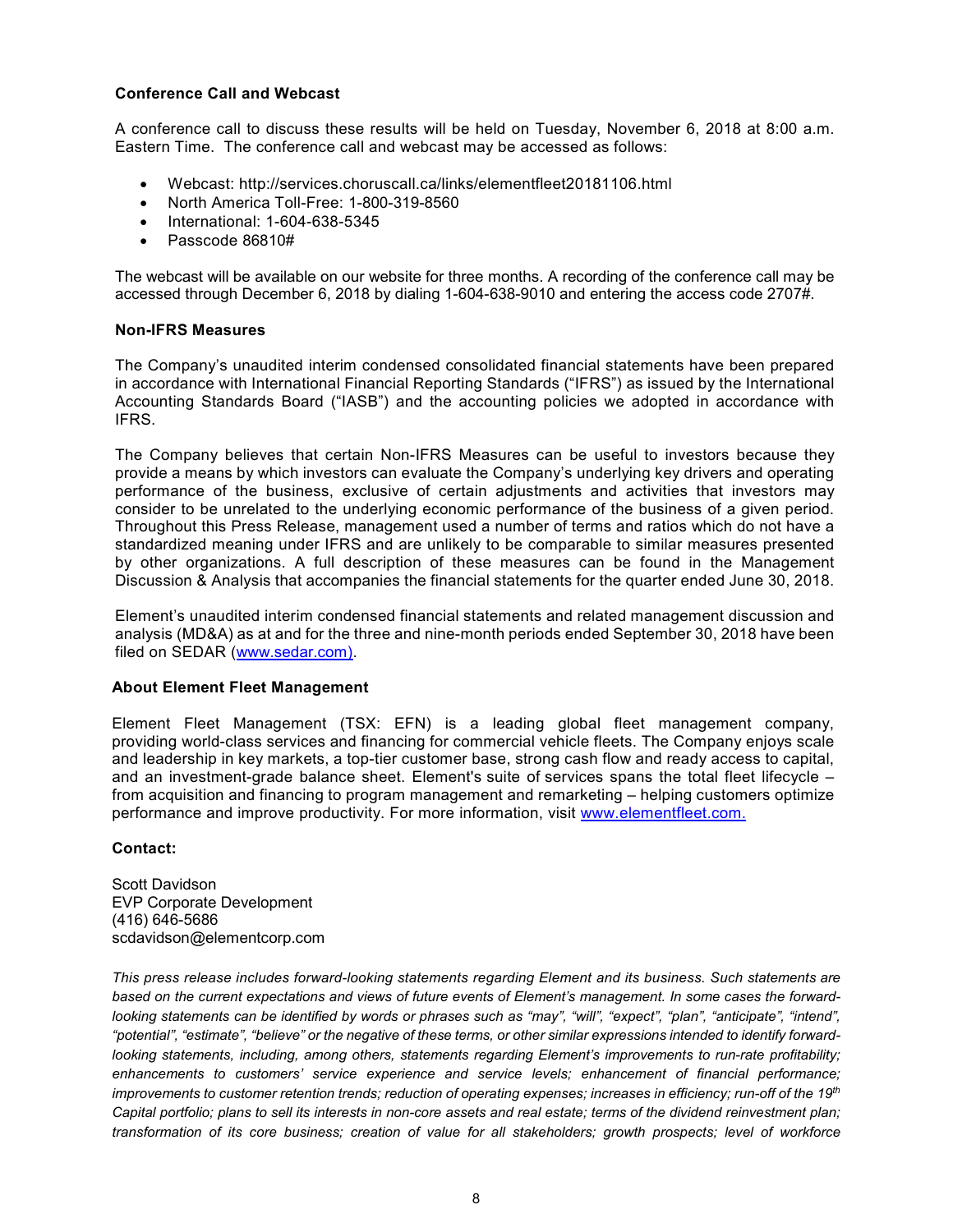**Conference Call and Webcast**

A conference call to discuss these results will be held on Tuesday, November 6, 2018 at 8:00 a.m. Eastern Time. The conference call and webcast may be accessed as follows:

- Webcast: http://services.choruscall.ca/links/elementfleet20181106.html
- North America Toll-Free: 1-800-319-8560
- International: 1-604-638-5345
- Passcode 86810#

The webcast will be available on our website for three months. A recording of the conference call may be accessed through December 6, 2018 by dialing 1-604-638-9010 and entering the access code 2707#.

**Non-IFRS Measures**

The Company's unaudited interim condensed consolidated financial statements have been prepared in accordance with International Financial Reporting Standards ("IFRS") as issued by the International Accounting Standards Board ("IASB") and the accounting policies we adopted in accordance with IFRS.

The Company believes that certain Non-IFRS Measures can be useful to investors because they provide a means by which investors can evaluate the Company's underlying key drivers and operating performance of the business, exclusive of certain adjustments and activities that investors may consider to be unrelated to the underlying economic performance of the business of a given period. Throughout this Press Release, management used a number of terms and ratios which do not have a standardized meaning under IFRS and are unlikely to be comparable to similar measures presented by other organizations. A full description of these measures can be found in the Management Discussion & Analysis that accompanies the financial statements for the quarter ended June 30, 2018.

Element's unaudited interim condensed financial statements and related management discussion and analysis (MD&A) as at and for the three and nine-month periods ended September 30, 2018 have been filed on SEDAR (www.sedar.com).

**About Element Fleet Management**

Element Fleet Management (TSX: EFN) is a leading global fleet management company, providing world-class services and financing for commercial vehicle fleets. The Company enjoys scale and leadership in key markets, a top-tier customer base, strong cash flow and ready access to capital, and an investment-grade balance sheet. Element's suite of services spans the total fleet lifecycle – from acquisition and financing to program management and remarketing – helping customers optimize performance and improve productivity. For more information, visit www.elementfleet.com.

**Contact:**

Scott Davidson
EVP Corporate Development
(416) 646-5686
scdavidson@elementcorp.com

*This press release includes forward-looking statements regarding Element and its business. Such statements are based on the current expectations and views of future events of Element's management. In some cases the forward-looking statements can be identified by words or phrases such as "may", "will", "expect", "plan", "anticipate", "intend", "potential", "estimate", "believe" or the negative of these terms, or other similar expressions intended to identify forward-looking statements, including, among others, statements regarding Element's improvements to run-rate profitability; enhancements to customers' service experience and service levels; enhancement of financial performance; improvements to customer retention trends; reduction of operating expenses; increases in efficiency; run-off of the 19th Capital portfolio; plans to sell its interests in non-core assets and real estate; terms of the dividend reinvestment plan; transformation of its core business; creation of value for all stakeholders; growth prospects; level of workforce*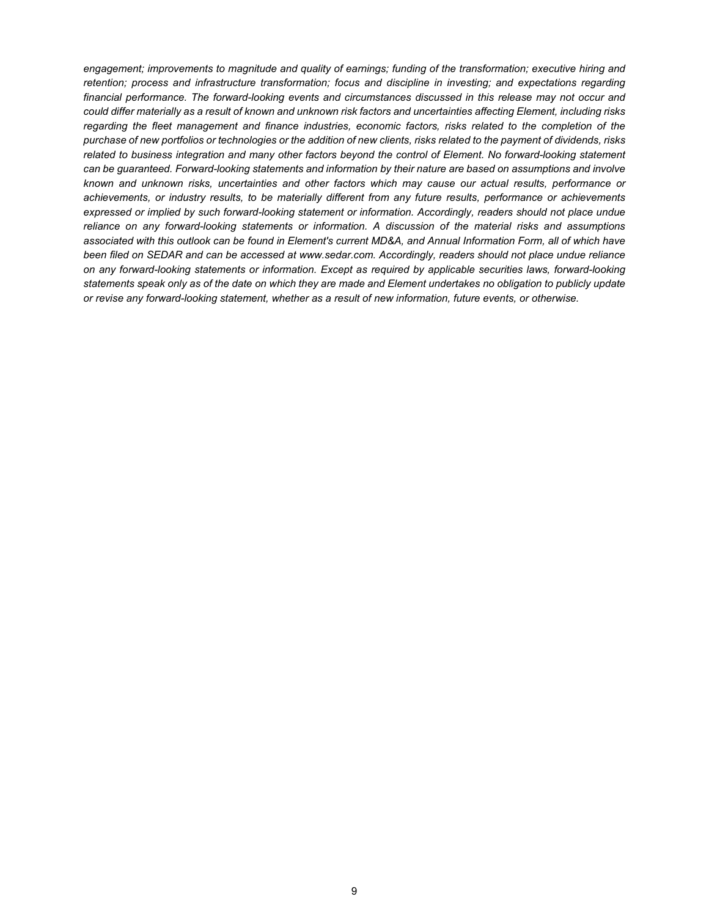*engagement; improvements to magnitude and quality of earnings; funding of the transformation; executive hiring and retention; process and infrastructure transformation; focus and discipline in investing; and expectations regarding financial performance. The forward-looking events and circumstances discussed in this release may not occur and could differ materially as a result of known and unknown risk factors and uncertainties affecting Element, including risks regarding the fleet management and finance industries, economic factors, risks related to the completion of the purchase of new portfolios or technologies or the addition of new clients, risks related to the payment of dividends, risks related to business integration and many other factors beyond the control of Element. No forward-looking statement can be guaranteed. Forward-looking statements and information by their nature are based on assumptions and involve known and unknown risks, uncertainties and other factors which may cause our actual results, performance or achievements, or industry results, to be materially different from any future results, performance or achievements expressed or implied by such forward-looking statement or information. Accordingly, readers should not place undue reliance on any forward-looking statements or information. A discussion of the material risks and assumptions associated with this outlook can be found in Element's current MD&A, and Annual Information Form, all of which have been filed on SEDAR and can be accessed at www.sedar.com. Accordingly, readers should not place undue reliance on any forward-looking statements or information. Except as required by applicable securities laws, forward-looking statements speak only as of the date on which they are made and Element undertakes no obligation to publicly update or revise any forward-looking statement, whether as a result of new information, future events, or otherwise.*